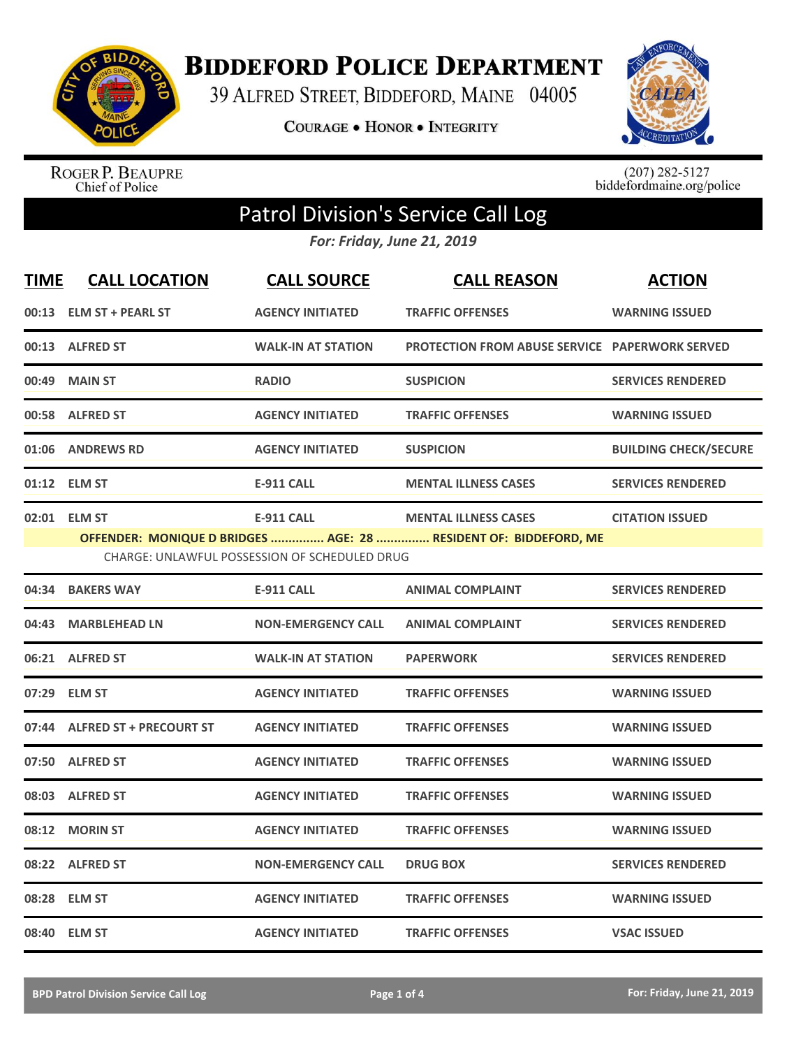# Biddeford Police Department

39 Alfred Street, Biddeford, Maine 04005

Courage • Honor • Integrity

Roger P. Beaupre
Chief of Police

(207) 282-5127
biddefordmaine.org/police

## Patrol Division's Service Call Log

*For: Friday, June 21, 2019*

| TIME | CALL LOCATION | CALL SOURCE | CALL REASON | ACTION |
|---|---|---|---|---|
| 00:13 | ELM ST + PEARL ST | AGENCY INITIATED | TRAFFIC OFFENSES | WARNING ISSUED |
| 00:13 | ALFRED ST | WALK-IN AT STATION | PROTECTION FROM ABUSE SERVICE | PAPERWORK SERVED |
| 00:49 | MAIN ST | RADIO | SUSPICION | SERVICES RENDERED |
| 00:58 | ALFRED ST | AGENCY INITIATED | TRAFFIC OFFENSES | WARNING ISSUED |
| 01:06 | ANDREWS RD | AGENCY INITIATED | SUSPICION | BUILDING CHECK/SECURE |
| 01:12 | ELM ST | E-911 CALL | MENTAL ILLNESS CASES | SERVICES RENDERED |
| 02:01 | ELM ST | E-911 CALL | MENTAL ILLNESS CASES | CITATION ISSUED |
| | OFFENDER: MONIQUE D BRIDGES ............... AGE: 28 ............... RESIDENT OF: BIDDEFORD, ME | | | |
| | CHARGE: UNLAWFUL POSSESSION OF SCHEDULED DRUG | | | |
| 04:34 | BAKERS WAY | E-911 CALL | ANIMAL COMPLAINT | SERVICES RENDERED |
| 04:43 | MARBLEHEAD LN | NON-EMERGENCY CALL | ANIMAL COMPLAINT | SERVICES RENDERED |
| 06:21 | ALFRED ST | WALK-IN AT STATION | PAPERWORK | SERVICES RENDERED |
| 07:29 | ELM ST | AGENCY INITIATED | TRAFFIC OFFENSES | WARNING ISSUED |
| 07:44 | ALFRED ST + PRECOURT ST | AGENCY INITIATED | TRAFFIC OFFENSES | WARNING ISSUED |
| 07:50 | ALFRED ST | AGENCY INITIATED | TRAFFIC OFFENSES | WARNING ISSUED |
| 08:03 | ALFRED ST | AGENCY INITIATED | TRAFFIC OFFENSES | WARNING ISSUED |
| 08:12 | MORIN ST | AGENCY INITIATED | TRAFFIC OFFENSES | WARNING ISSUED |
| 08:22 | ALFRED ST | NON-EMERGENCY CALL | DRUG BOX | SERVICES RENDERED |
| 08:28 | ELM ST | AGENCY INITIATED | TRAFFIC OFFENSES | WARNING ISSUED |
| 08:40 | ELM ST | AGENCY INITIATED | TRAFFIC OFFENSES | VSAC ISSUED |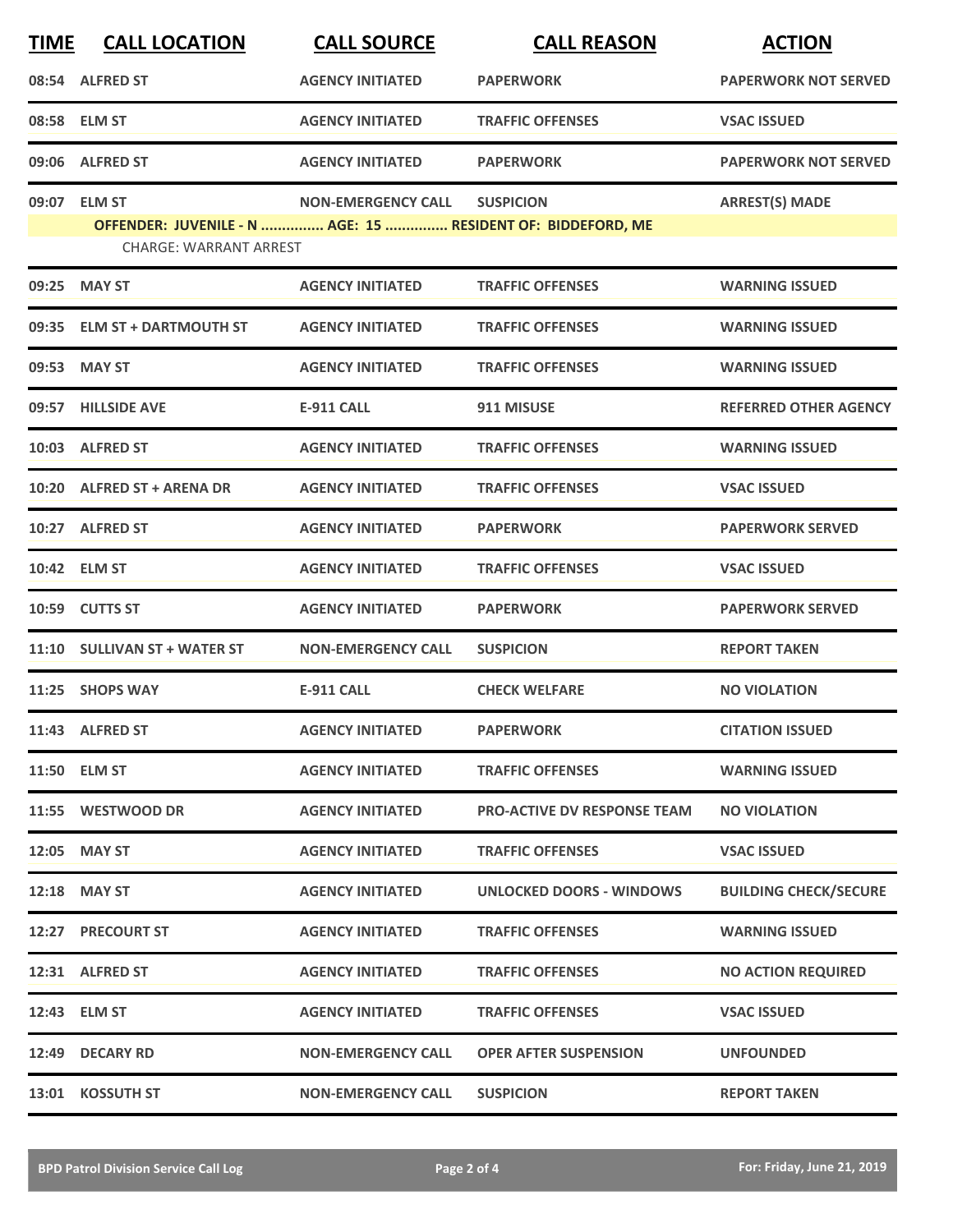| TIME | CALL LOCATION | CALL SOURCE | CALL REASON | ACTION |
|---|---|---|---|---|
| 08:54 | ALFRED ST | AGENCY INITIATED | PAPERWORK | PAPERWORK NOT SERVED |
| 08:58 | ELM ST | AGENCY INITIATED | TRAFFIC OFFENSES | VSAC ISSUED |
| 09:06 | ALFRED ST | AGENCY INITIATED | PAPERWORK | PAPERWORK NOT SERVED |
| 09:07 | ELM ST | NON-EMERGENCY CALL | SUSPICION | ARREST(S) MADE |
| | OFFENDER: JUVENILE - N ............... AGE: 15 ............... RESIDENT OF: BIDDEFORD, ME | | | |
| | CHARGE: WARRANT ARREST | | | |
| 09:25 | MAY ST | AGENCY INITIATED | TRAFFIC OFFENSES | WARNING ISSUED |
| 09:35 | ELM ST + DARTMOUTH ST | AGENCY INITIATED | TRAFFIC OFFENSES | WARNING ISSUED |
| 09:53 | MAY ST | AGENCY INITIATED | TRAFFIC OFFENSES | WARNING ISSUED |
| 09:57 | HILLSIDE AVE | E-911 CALL | 911 MISUSE | REFERRED OTHER AGENCY |
| 10:03 | ALFRED ST | AGENCY INITIATED | TRAFFIC OFFENSES | WARNING ISSUED |
| 10:20 | ALFRED ST + ARENA DR | AGENCY INITIATED | TRAFFIC OFFENSES | VSAC ISSUED |
| 10:27 | ALFRED ST | AGENCY INITIATED | PAPERWORK | PAPERWORK SERVED |
| 10:42 | ELM ST | AGENCY INITIATED | TRAFFIC OFFENSES | VSAC ISSUED |
| 10:59 | CUTTS ST | AGENCY INITIATED | PAPERWORK | PAPERWORK SERVED |
| 11:10 | SULLIVAN ST + WATER ST | NON-EMERGENCY CALL | SUSPICION | REPORT TAKEN |
| 11:25 | SHOPS WAY | E-911 CALL | CHECK WELFARE | NO VIOLATION |
| 11:43 | ALFRED ST | AGENCY INITIATED | PAPERWORK | CITATION ISSUED |
| 11:50 | ELM ST | AGENCY INITIATED | TRAFFIC OFFENSES | WARNING ISSUED |
| 11:55 | WESTWOOD DR | AGENCY INITIATED | PRO-ACTIVE DV RESPONSE TEAM | NO VIOLATION |
| 12:05 | MAY ST | AGENCY INITIATED | TRAFFIC OFFENSES | VSAC ISSUED |
| 12:18 | MAY ST | AGENCY INITIATED | UNLOCKED DOORS - WINDOWS | BUILDING CHECK/SECURE |
| 12:27 | PRECOURT ST | AGENCY INITIATED | TRAFFIC OFFENSES | WARNING ISSUED |
| 12:31 | ALFRED ST | AGENCY INITIATED | TRAFFIC OFFENSES | NO ACTION REQUIRED |
| 12:43 | ELM ST | AGENCY INITIATED | TRAFFIC OFFENSES | VSAC ISSUED |
| 12:49 | DECARY RD | NON-EMERGENCY CALL | OPER AFTER SUSPENSION | UNFOUNDED |
| 13:01 | KOSSUTH ST | NON-EMERGENCY CALL | SUSPICION | REPORT TAKEN |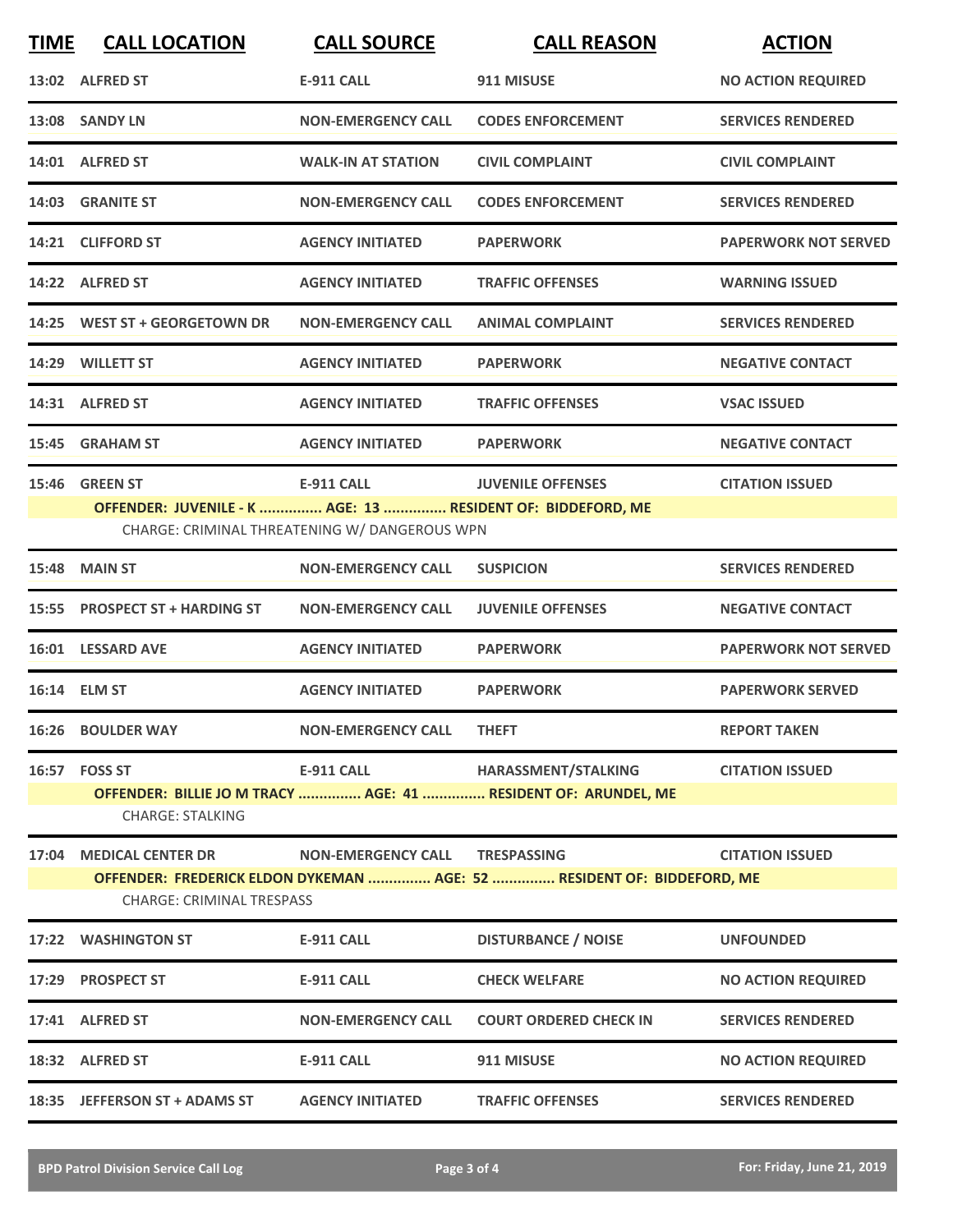| TIME | CALL LOCATION | CALL SOURCE | CALL REASON | ACTION |
|---|---|---|---|---|
| 13:02 | ALFRED ST | E-911 CALL | 911 MISUSE | NO ACTION REQUIRED |
| 13:08 | SANDY LN | NON-EMERGENCY CALL | CODES ENFORCEMENT | SERVICES RENDERED |
| 14:01 | ALFRED ST | WALK-IN AT STATION | CIVIL COMPLAINT | CIVIL COMPLAINT |
| 14:03 | GRANITE ST | NON-EMERGENCY CALL | CODES ENFORCEMENT | SERVICES RENDERED |
| 14:21 | CLIFFORD ST | AGENCY INITIATED | PAPERWORK | PAPERWORK NOT SERVED |
| 14:22 | ALFRED ST | AGENCY INITIATED | TRAFFIC OFFENSES | WARNING ISSUED |
| 14:25 | WEST ST + GEORGETOWN DR | NON-EMERGENCY CALL | ANIMAL COMPLAINT | SERVICES RENDERED |
| 14:29 | WILLETT ST | AGENCY INITIATED | PAPERWORK | NEGATIVE CONTACT |
| 14:31 | ALFRED ST | AGENCY INITIATED | TRAFFIC OFFENSES | VSAC ISSUED |
| 15:45 | GRAHAM ST | AGENCY INITIATED | PAPERWORK | NEGATIVE CONTACT |
| 15:46 | GREEN ST | E-911 CALL | JUVENILE OFFENSES | CITATION ISSUED |
| | **OFFENDER: JUVENILE - K ............... AGE: 13 ............... RESIDENT OF: BIDDEFORD, ME** | | | |
| | CHARGE: CRIMINAL THREATENING W/ DANGEROUS WPN | | | |
| 15:48 | MAIN ST | NON-EMERGENCY CALL | SUSPICION | SERVICES RENDERED |
| 15:55 | PROSPECT ST + HARDING ST | NON-EMERGENCY CALL | JUVENILE OFFENSES | NEGATIVE CONTACT |
| 16:01 | LESSARD AVE | AGENCY INITIATED | PAPERWORK | PAPERWORK NOT SERVED |
| 16:14 | ELM ST | AGENCY INITIATED | PAPERWORK | PAPERWORK SERVED |
| 16:26 | BOULDER WAY | NON-EMERGENCY CALL | THEFT | REPORT TAKEN |
| 16:57 | FOSS ST | E-911 CALL | HARASSMENT/STALKING | CITATION ISSUED |
| | **OFFENDER: BILLIE JO M TRACY ............... AGE: 41 ............... RESIDENT OF: ARUNDEL, ME** | | | |
| | CHARGE: STALKING | | | |
| 17:04 | MEDICAL CENTER DR | NON-EMERGENCY CALL | TRESPASSING | CITATION ISSUED |
| | **OFFENDER: FREDERICK ELDON DYKEMAN ............... AGE: 52 ............... RESIDENT OF: BIDDEFORD, ME** | | | |
| | CHARGE: CRIMINAL TRESPASS | | | |
| 17:22 | WASHINGTON ST | E-911 CALL | DISTURBANCE / NOISE | UNFOUNDED |
| 17:29 | PROSPECT ST | E-911 CALL | CHECK WELFARE | NO ACTION REQUIRED |
| 17:41 | ALFRED ST | NON-EMERGENCY CALL | COURT ORDERED CHECK IN | SERVICES RENDERED |
| 18:32 | ALFRED ST | E-911 CALL | 911 MISUSE | NO ACTION REQUIRED |
| 18:35 | JEFFERSON ST + ADAMS ST | AGENCY INITIATED | TRAFFIC OFFENSES | SERVICES RENDERED |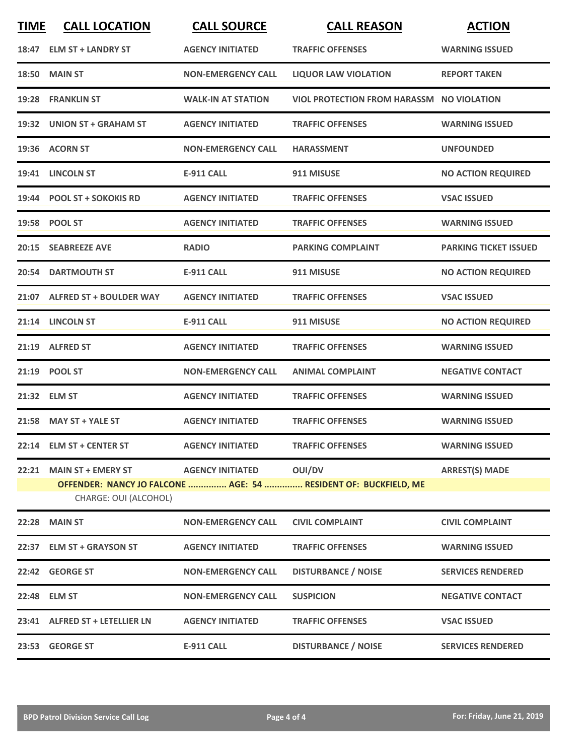| TIME | CALL LOCATION | CALL SOURCE | CALL REASON | ACTION |
|---|---|---|---|---|
| 18:47 | ELM ST + LANDRY ST | AGENCY INITIATED | TRAFFIC OFFENSES | WARNING ISSUED |
| 18:50 | MAIN ST | NON-EMERGENCY CALL | LIQUOR LAW VIOLATION | REPORT TAKEN |
| 19:28 | FRANKLIN ST | WALK-IN AT STATION | VIOL PROTECTION FROM HARASSM | NO VIOLATION |
| 19:32 | UNION ST + GRAHAM ST | AGENCY INITIATED | TRAFFIC OFFENSES | WARNING ISSUED |
| 19:36 | ACORN ST | NON-EMERGENCY CALL | HARASSMENT | UNFOUNDED |
| 19:41 | LINCOLN ST | E-911 CALL | 911 MISUSE | NO ACTION REQUIRED |
| 19:44 | POOL ST + SOKOKIS RD | AGENCY INITIATED | TRAFFIC OFFENSES | VSAC ISSUED |
| 19:58 | POOL ST | AGENCY INITIATED | TRAFFIC OFFENSES | WARNING ISSUED |
| 20:15 | SEABREEZE AVE | RADIO | PARKING COMPLAINT | PARKING TICKET ISSUED |
| 20:54 | DARTMOUTH ST | E-911 CALL | 911 MISUSE | NO ACTION REQUIRED |
| 21:07 | ALFRED ST + BOULDER WAY | AGENCY INITIATED | TRAFFIC OFFENSES | VSAC ISSUED |
| 21:14 | LINCOLN ST | E-911 CALL | 911 MISUSE | NO ACTION REQUIRED |
| 21:19 | ALFRED ST | AGENCY INITIATED | TRAFFIC OFFENSES | WARNING ISSUED |
| 21:19 | POOL ST | NON-EMERGENCY CALL | ANIMAL COMPLAINT | NEGATIVE CONTACT |
| 21:32 | ELM ST | AGENCY INITIATED | TRAFFIC OFFENSES | WARNING ISSUED |
| 21:58 | MAY ST + YALE ST | AGENCY INITIATED | TRAFFIC OFFENSES | WARNING ISSUED |
| 22:14 | ELM ST + CENTER ST | AGENCY INITIATED | TRAFFIC OFFENSES | WARNING ISSUED |
| 22:21 | MAIN ST + EMERY ST | AGENCY INITIATED | OUI/DV | ARREST(S) MADE |
| | OFFENDER: NANCY JO FALCONE ............... AGE: 54 ............... RESIDENT OF: BUCKFIELD, ME | | | |
| | CHARGE: OUI (ALCOHOL) | | | |
| 22:28 | MAIN ST | NON-EMERGENCY CALL | CIVIL COMPLAINT | CIVIL COMPLAINT |
| 22:37 | ELM ST + GRAYSON ST | AGENCY INITIATED | TRAFFIC OFFENSES | WARNING ISSUED |
| 22:42 | GEORGE ST | NON-EMERGENCY CALL | DISTURBANCE / NOISE | SERVICES RENDERED |
| 22:48 | ELM ST | NON-EMERGENCY CALL | SUSPICION | NEGATIVE CONTACT |
| 23:41 | ALFRED ST + LETELLIER LN | AGENCY INITIATED | TRAFFIC OFFENSES | VSAC ISSUED |
| 23:53 | GEORGE ST | E-911 CALL | DISTURBANCE / NOISE | SERVICES RENDERED |

BPD Patrol Division Service Call Log — For: Friday, June 21, 2019